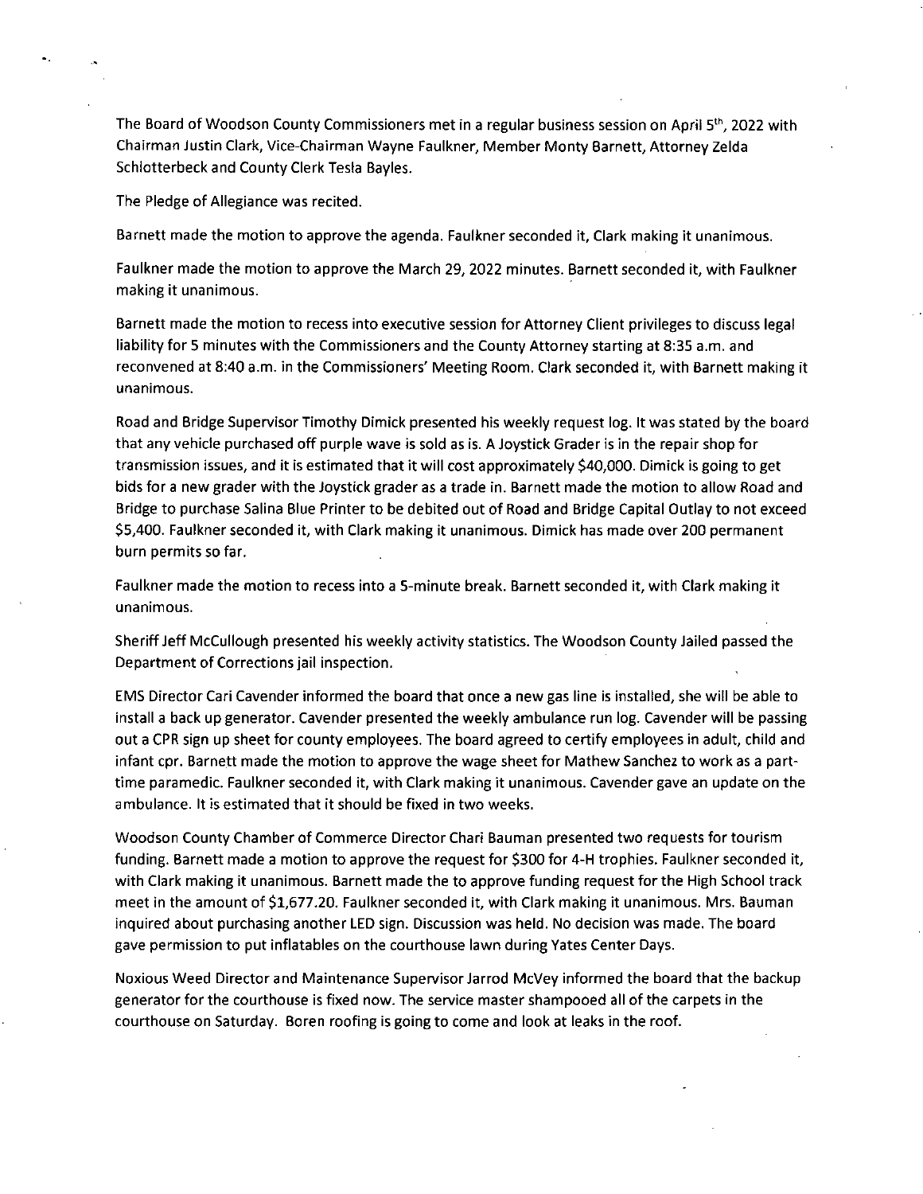The Board of Woodson County Commissioners met in a regular business session on April 5th, 2022 with Chairman Justin Clark, Vice-Chairman Wayne Faulkner, Member Monty Barnett, Attorney Zelda Schlotterbeck and County Clerk Tesla Bayles.

The Pledge of Allegiance was recited.

Barnett made the motion to approve the agenda. Faulkner seconded it, Clark making it unanimous.

Faulkner made the motion to approve the March 29, 2022 minutes. Barnett seconded it, with Faulkner making it unanimous.

Barnett made the motion to recess into executive session for Attorney Client privileges to discuss legal liability for 5 minutes with the Commissioners and the County Attorney starting at 8:35 a.m. and reconvened at 8:40 a.m. in the Commissioners' Meeting Room. Clark seconded it, with Barnett making it unanimous.

Road and Bridge Supervisor Timothy Dimick presented his weekly request log. It was stated by the board that any vehicle purchased off purple wave is sold as is. A Joystick Grader is in the repair shop for transmission issues, and it is estimated that it will cost approximately $40,000. Dimick is going to get bids for a new grader with the Joystick grader as a trade in. Barnett made the motion to allow Road and Bridge to purchase Salina Blue Printer to be debited out of Road and Bridge Capital Outlay to not exceed $5,400. Faulkner seconded it, with Clark making it unanimous. Dimick has made over 200 permanent burn permits so far.

Faulkner made the motion to recess into a 5-minute break. Barnett seconded it, with Clark making it unanimous.

Sheriff Jeff McCullough presented his weekly activity statistics. The Woodson County Jailed passed the Department of Corrections jail inspection.

EMS Director Cari Cavender informed the board that once a new gas line is installed, she will be able to install a back up generator. Cavender presented the weekly ambulance run log. Cavender will be passing out a CPR sign up sheet for county employees. The board agreed to certify employees in adult, child and infant cpr. Barnett made the motion to approve the wage sheet for Mathew Sanchez to work as a part-time paramedic. Faulkner seconded it, with Clark making it unanimous. Cavender gave an update on the ambulance. It is estimated that it should be fixed in two weeks.

Woodson County Chamber of Commerce Director Chari Bauman presented two requests for tourism funding. Barnett made a motion to approve the request for $300 for 4-H trophies. Faulkner seconded it, with Clark making it unanimous. Barnett made the to approve funding request for the High School track meet in the amount of $1,677.20. Faulkner seconded it, with Clark making it unanimous. Mrs. Bauman inquired about purchasing another LED sign. Discussion was held. No decision was made. The board gave permission to put inflatables on the courthouse lawn during Yates Center Days.

Noxious Weed Director and Maintenance Supervisor Jarrod McVey informed the board that the backup generator for the courthouse is fixed now. The service master shampooed all of the carpets in the courthouse on Saturday. Boren roofing is going to come and look at leaks in the roof.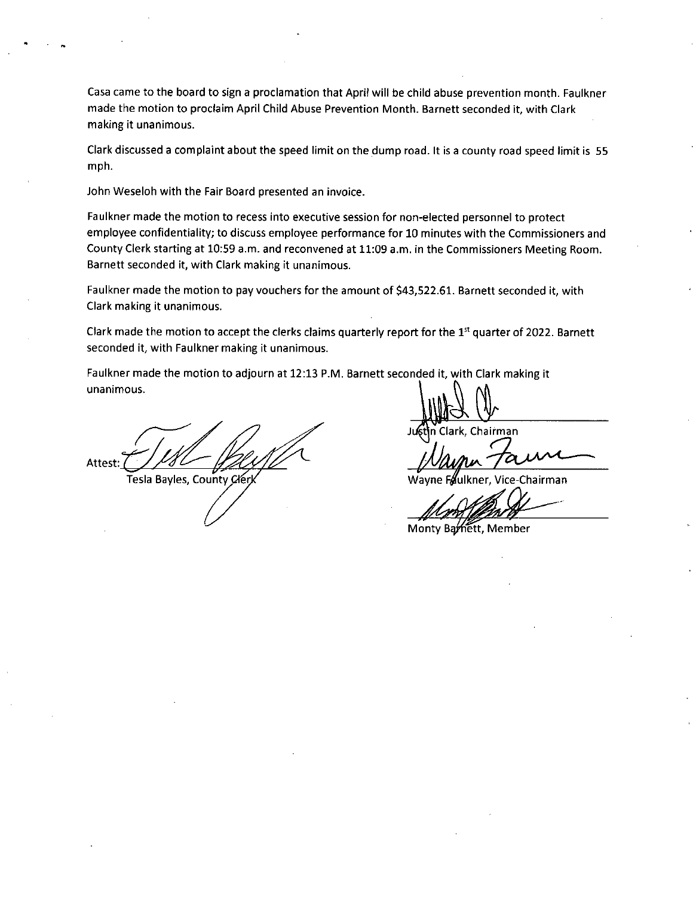Casa came to the board to sign a proclamation that April will be child abuse prevention month. Faulkner made the motion to proclaim April Child Abuse Prevention Month. Barnett seconded it, with Clark making it unanimous.

Clark discussed a complaint about the speed limit on the dump road. It is a county road speed limit is 55 mph.

John Weseloh with the Fair Board presented an invoice.

Faulkner made the motion to recess into executive session for non-elected personnel to protect employee confidentiality; to discuss employee performance for 10 minutes with the Commissioners and County Clerk starting at 10:59 a.m. and reconvened at 11:09 a.m. in the Commissioners Meeting Room. Barnett seconded it, with Clark making it unanimous.

Faulkner made the motion to pay vouchers for the amount of $43,522.61. Barnett seconded it, with Clark making it unanimous.

Clark made the motion to accept the clerks claims quarterly report for the 1st quarter of 2022. Barnett seconded it, with Faulkner making it unanimous.

Faulkner made the motion to adjourn at 12:13 P.M. Barnett seconded it, with Clark making it unanimous.

Attest: ______________________
Tesla Bayles, County Clerk

______________________
Justin Clark, Chairman

______________________
Wayne Faulkner, Vice-Chairman

______________________
Monty Barnett, Member